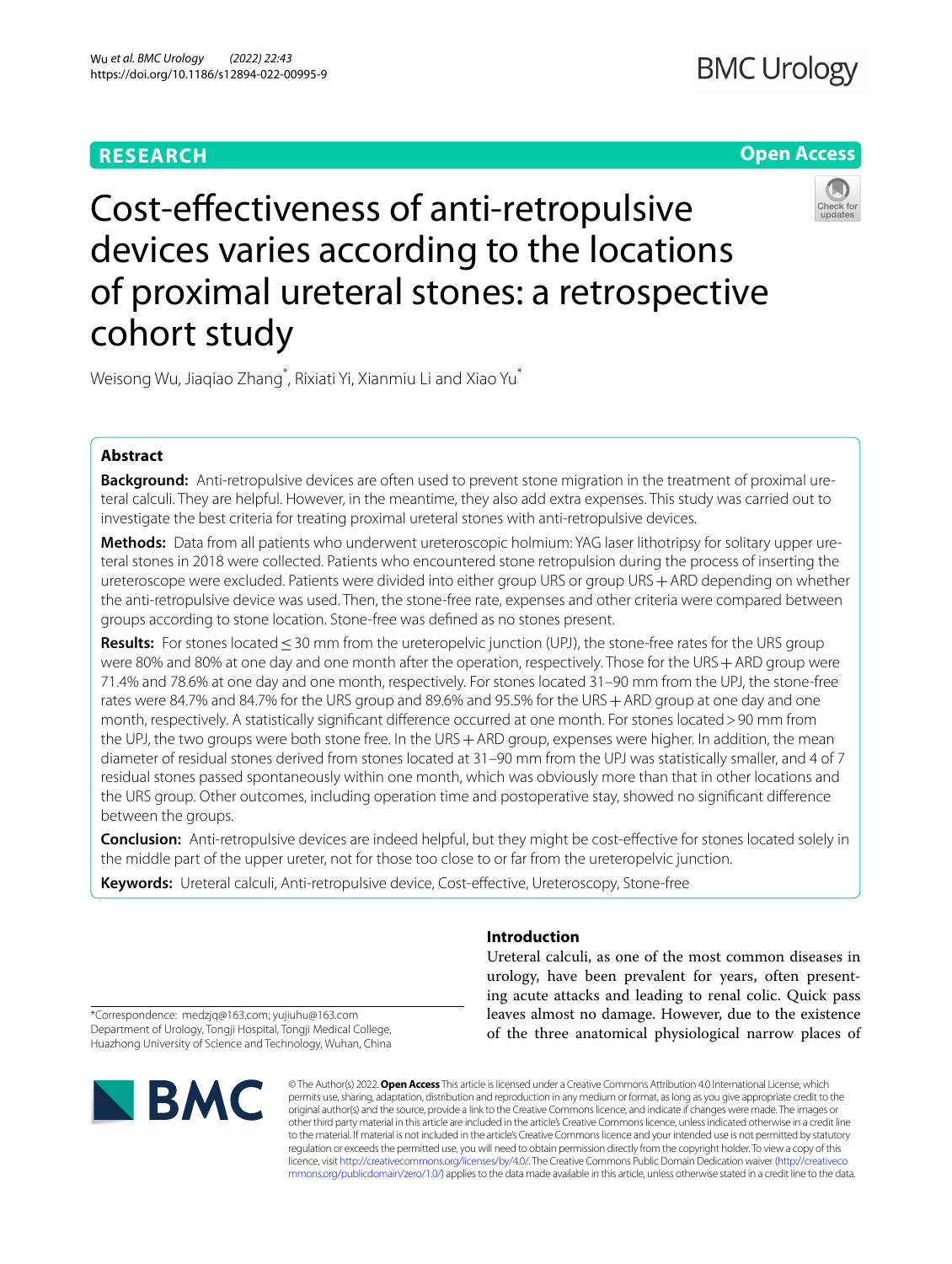**RESEARCH** **Open Access**

# Cost-effectiveness of anti-retropulsive devices varies according to the locations of proximal ureteral stones: a retrospective cohort study

Weisong Wu, Jiaqiao Zhang*, Rixiati Yi, Xianmiu Li and Xiao Yu*

## Abstract

**Background:** Anti-retropulsive devices are often used to prevent stone migration in the treatment of proximal ureteral calculi. They are helpful. However, in the meantime, they also add extra expenses. This study was carried out to investigate the best criteria for treating proximal ureteral stones with anti-retropulsive devices.

**Methods:** Data from all patients who underwent ureteroscopic holmium: YAG laser lithotripsy for solitary upper ureteral stones in 2018 were collected. Patients who encountered stone retropulsion during the process of inserting the ureteroscope were excluded. Patients were divided into either group URS or group URS + ARD depending on whether the anti-retropulsive device was used. Then, the stone-free rate, expenses and other criteria were compared between groups according to stone location. Stone-free was defined as no stones present.

**Results:** For stones located ≤ 30 mm from the ureteropelvic junction (UPJ), the stone-free rates for the URS group were 80% and 80% at one day and one month after the operation, respectively. Those for the URS + ARD group were 71.4% and 78.6% at one day and one month, respectively. For stones located 31–90 mm from the UPJ, the stone-free rates were 84.7% and 84.7% for the URS group and 89.6% and 95.5% for the URS + ARD group at one day and one month, respectively. A statistically significant difference occurred at one month. For stones located > 90 mm from the UPJ, the two groups were both stone free. In the URS + ARD group, expenses were higher. In addition, the mean diameter of residual stones derived from stones located at 31–90 mm from the UPJ was statistically smaller, and 4 of 7 residual stones passed spontaneously within one month, which was obviously more than that in other locations and the URS group. Other outcomes, including operation time and postoperative stay, showed no significant difference between the groups.

**Conclusion:** Anti-retropulsive devices are indeed helpful, but they might be cost-effective for stones located solely in the middle part of the upper ureter, not for those too close to or far from the ureteropelvic junction.

**Keywords:** Ureteral calculi, Anti-retropulsive device, Cost-effective, Ureteroscopy, Stone-free

*Correspondence: medzjq@163.com; yujiuhu@163.com
Department of Urology, Tongji Hospital, Tongji Medical College, Huazhong University of Science and Technology, Wuhan, China

## Introduction

Ureteral calculi, as one of the most common diseases in urology, have been prevalent for years, often presenting acute attacks and leading to renal colic. Quick pass leaves almost no damage. However, due to the existence of the three anatomical physiological narrow places of

© The Author(s) 2022. **Open Access** This article is licensed under a Creative Commons Attribution 4.0 International License, which permits use, sharing, adaptation, distribution and reproduction in any medium or format, as long as you give appropriate credit to the original author(s) and the source, provide a link to the Creative Commons licence, and indicate if changes were made. The images or other third party material in this article are included in the article's Creative Commons licence, unless indicated otherwise in a credit line to the material. If material is not included in the article's Creative Commons licence and your intended use is not permitted by statutory regulation or exceeds the permitted use, you will need to obtain permission directly from the copyright holder. To view a copy of this licence, visit http://creativecommons.org/licenses/by/4.0/. The Creative Commons Public Domain Dedication waiver (http://creativecommons.org/publicdomain/zero/1.0/) applies to the data made available in this article, unless otherwise stated in a credit line to the data.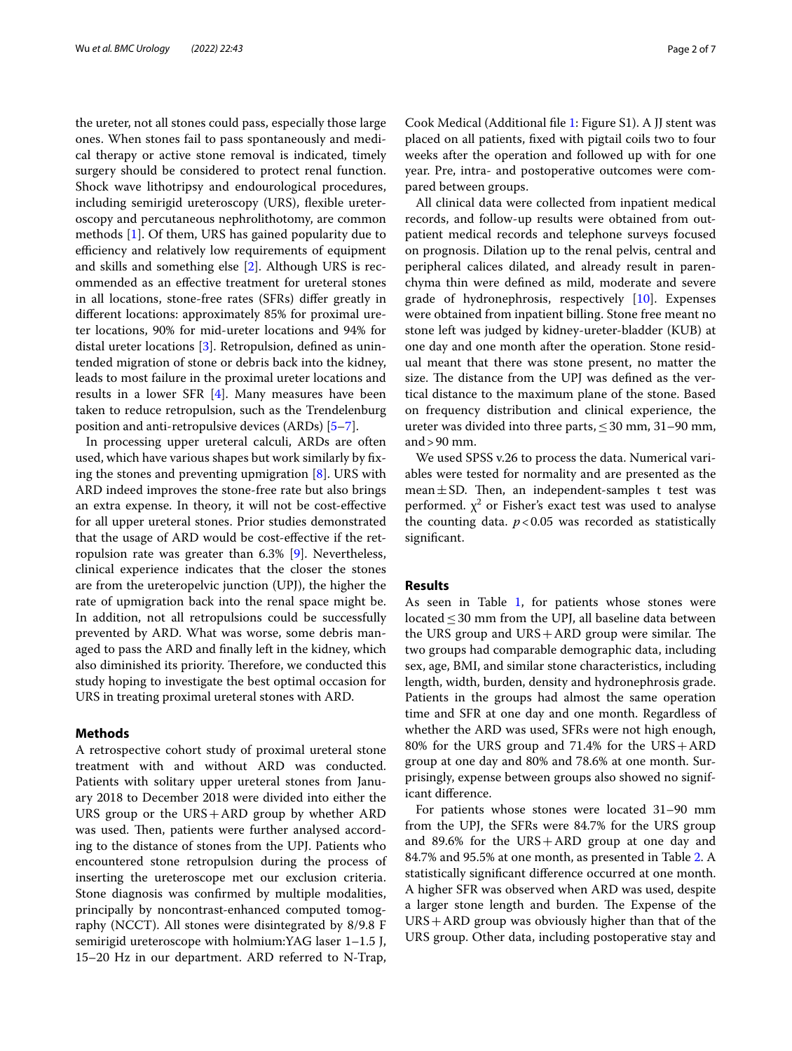the ureter, not all stones could pass, especially those large ones. When stones fail to pass spontaneously and medical therapy or active stone removal is indicated, timely surgery should be considered to protect renal function. Shock wave lithotripsy and endourological procedures, including semirigid ureteroscopy (URS), flexible ureteroscopy and percutaneous nephrolithotomy, are common methods [1]. Of them, URS has gained popularity due to efficiency and relatively low requirements of equipment and skills and something else [2]. Although URS is recommended as an effective treatment for ureteral stones in all locations, stone-free rates (SFRs) differ greatly in different locations: approximately 85% for proximal ureter locations, 90% for mid-ureter locations and 94% for distal ureter locations [3]. Retropulsion, defined as unintended migration of stone or debris back into the kidney, leads to most failure in the proximal ureter locations and results in a lower SFR [4]. Many measures have been taken to reduce retropulsion, such as the Trendelenburg position and anti-retropulsive devices (ARDs) [5–7].

In processing upper ureteral calculi, ARDs are often used, which have various shapes but work similarly by fixing the stones and preventing upmigration [8]. URS with ARD indeed improves the stone-free rate but also brings an extra expense. In theory, it will not be cost-effective for all upper ureteral stones. Prior studies demonstrated that the usage of ARD would be cost-effective if the retropulsion rate was greater than 6.3% [9]. Nevertheless, clinical experience indicates that the closer the stones are from the ureteropelvic junction (UPJ), the higher the rate of upmigration back into the renal space might be. In addition, not all retropulsions could be successfully prevented by ARD. What was worse, some debris managed to pass the ARD and finally left in the kidney, which also diminished its priority. Therefore, we conducted this study hoping to investigate the best optimal occasion for URS in treating proximal ureteral stones with ARD.

## Methods

A retrospective cohort study of proximal ureteral stone treatment with and without ARD was conducted. Patients with solitary upper ureteral stones from January 2018 to December 2018 were divided into either the URS group or the URS+ARD group by whether ARD was used. Then, patients were further analysed according to the distance of stones from the UPJ. Patients who encountered stone retropulsion during the process of inserting the ureteroscope met our exclusion criteria. Stone diagnosis was confirmed by multiple modalities, principally by noncontrast-enhanced computed tomography (NCCT). All stones were disintegrated by 8/9.8 F semirigid ureteroscope with holmium:YAG laser 1–1.5 J, 15–20 Hz in our department. ARD referred to N-Trap, Cook Medical (Additional file 1: Figure S1). A JJ stent was placed on all patients, fixed with pigtail coils two to four weeks after the operation and followed up with for one year. Pre, intra- and postoperative outcomes were compared between groups.

All clinical data were collected from inpatient medical records, and follow-up results were obtained from outpatient medical records and telephone surveys focused on prognosis. Dilation up to the renal pelvis, central and peripheral calices dilated, and already result in parenchyma thin were defined as mild, moderate and severe grade of hydronephrosis, respectively [10]. Expenses were obtained from inpatient billing. Stone free meant no stone left was judged by kidney-ureter-bladder (KUB) at one day and one month after the operation. Stone residual meant that there was stone present, no matter the size. The distance from the UPJ was defined as the vertical distance to the maximum plane of the stone. Based on frequency distribution and clinical experience, the ureter was divided into three parts, ≤ 30 mm, 31–90 mm, and > 90 mm.

We used SPSS v.26 to process the data. Numerical variables were tested for normality and are presented as the mean ± SD. Then, an independent-samples t test was performed. $\chi^2$ or Fisher's exact test was used to analyse the counting data. $p < 0.05$ was recorded as statistically significant.

## Results

As seen in Table 1, for patients whose stones were located ≤ 30 mm from the UPJ, all baseline data between the URS group and URS+ARD group were similar. The two groups had comparable demographic data, including sex, age, BMI, and similar stone characteristics, including length, width, burden, density and hydronephrosis grade. Patients in the groups had almost the same operation time and SFR at one day and one month. Regardless of whether the ARD was used, SFRs were not high enough, 80% for the URS group and 71.4% for the URS+ARD group at one day and 80% and 78.6% at one month. Surprisingly, expense between groups also showed no significant difference.

For patients whose stones were located 31–90 mm from the UPJ, the SFRs were 84.7% for the URS group and 89.6% for the URS+ARD group at one day and 84.7% and 95.5% at one month, as presented in Table 2. A statistically significant difference occurred at one month. A higher SFR was observed when ARD was used, despite a larger stone length and burden. The Expense of the URS+ARD group was obviously higher than that of the URS group. Other data, including postoperative stay and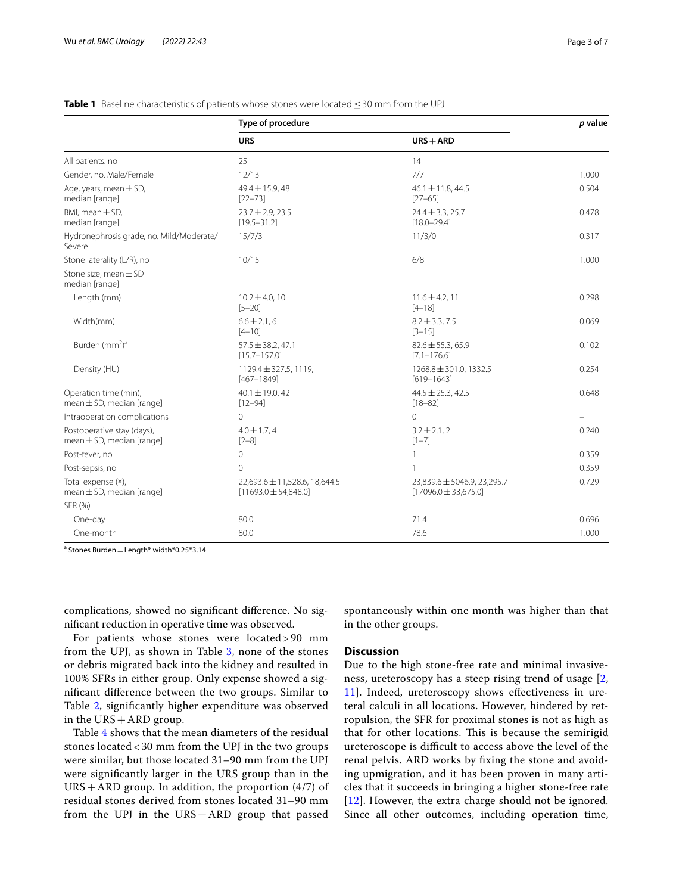**Table 1** Baseline characteristics of patients whose stones were located ≤ 30 mm from the UPJ

| | Type of procedure | | *p* value |
|---|---|---|---|
| | **URS** | **URS + ARD** | |
| All patients. no | 25 | 14 | |
| Gender, no. Male/Female | 12/13 | 7/7 | 1.000 |
| Age, years, mean ± SD, median [range] | 49.4 ± 15.9, 48 [22–73] | 46.1 ± 11.8, 44.5 [27–65] | 0.504 |
| BMI, mean ± SD, median [range] | 23.7 ± 2.9, 23.5 [19.5–31.2] | 24.4 ± 3.3, 25.7 [18.0–29.4] | 0.478 |
| Hydronephrosis grade, no. Mild/Moderate/Severe | 15/7/3 | 11/3/0 | 0.317 |
| Stone laterality (L/R), no | 10/15 | 6/8 | 1.000 |
| Stone size, mean ± SD median [range] | | | |
| Length (mm) | 10.2 ± 4.0, 10 [5–20] | 11.6 ± 4.2, 11 [4–18] | 0.298 |
| Width(mm) | 6.6 ± 2.1, 6 [4–10] | 8.2 ± 3.3, 7.5 [3–15] | 0.069 |
| Burden ($mm^2$)[a] | 57.5 ± 38.2, 47.1 [15.7–157.0] | 82.6 ± 55.3, 65.9 [7.1–176.6] | 0.102 |
| Density (HU) | 1129.4 ± 327.5, 1119, [467–1849] | 1268.8 ± 301.0, 1332.5 [619–1643] | 0.254 |
| Operation time (min), mean ± SD, median [range] | 40.1 ± 19.0, 42 [12–94] | 44.5 ± 25.3, 42.5 [18–82] | 0.648 |
| Intraoperation complications | 0 | 0 | – |
| Postoperative stay (days), mean ± SD, median [range] | 4.0 ± 1.7, 4 [2–8] | 3.2 ± 2.1, 2 [1–7] | 0.240 |
| Post-fever, no | 0 | 1 | 0.359 |
| Post-sepsis, no | 0 | 1 | 0.359 |
| Total expense (¥), mean ± SD, median [range] | 22,693.6 ± 11,528.6, 18,644.5 [11693.0 ± 54,848.0] | 23,839.6 ± 5046.9, 23,295.7 [17096.0 ± 33,675.0] | 0.729 |
| SFR (%) | | | |
| One-day | 80.0 | 71.4 | 0.696 |
| One-month | 80.0 | 78.6 | 1.000 |

[a] Stones Burden = Length* width*0.25*3.14

complications, showed no significant difference. No significant reduction in operative time was observed.

For patients whose stones were located > 90 mm from the UPJ, as shown in Table 3, none of the stones or debris migrated back into the kidney and resulted in 100% SFRs in either group. Only expense showed a significant difference between the two groups. Similar to Table 2, significantly higher expenditure was observed in the URS + ARD group.

Table 4 shows that the mean diameters of the residual stones located < 30 mm from the UPJ in the two groups were similar, but those located 31–90 mm from the UPJ were significantly larger in the URS group than in the URS + ARD group. In addition, the proportion (4/7) of residual stones derived from stones located 31–90 mm from the UPJ in the URS + ARD group that passed spontaneously within one month was higher than that in the other groups.

## Discussion

Due to the high stone-free rate and minimal invasiveness, ureteroscopy has a steep rising trend of usage [2, 11]. Indeed, ureteroscopy shows effectiveness in ureteral calculi in all locations. However, hindered by retropulsion, the SFR for proximal stones is not as high as that for other locations. This is because the semirigid ureteroscope is difficult to access above the level of the renal pelvis. ARD works by fixing the stone and avoiding upmigration, and it has been proven in many articles that it succeeds in bringing a higher stone-free rate [12]. However, the extra charge should not be ignored. Since all other outcomes, including operation time,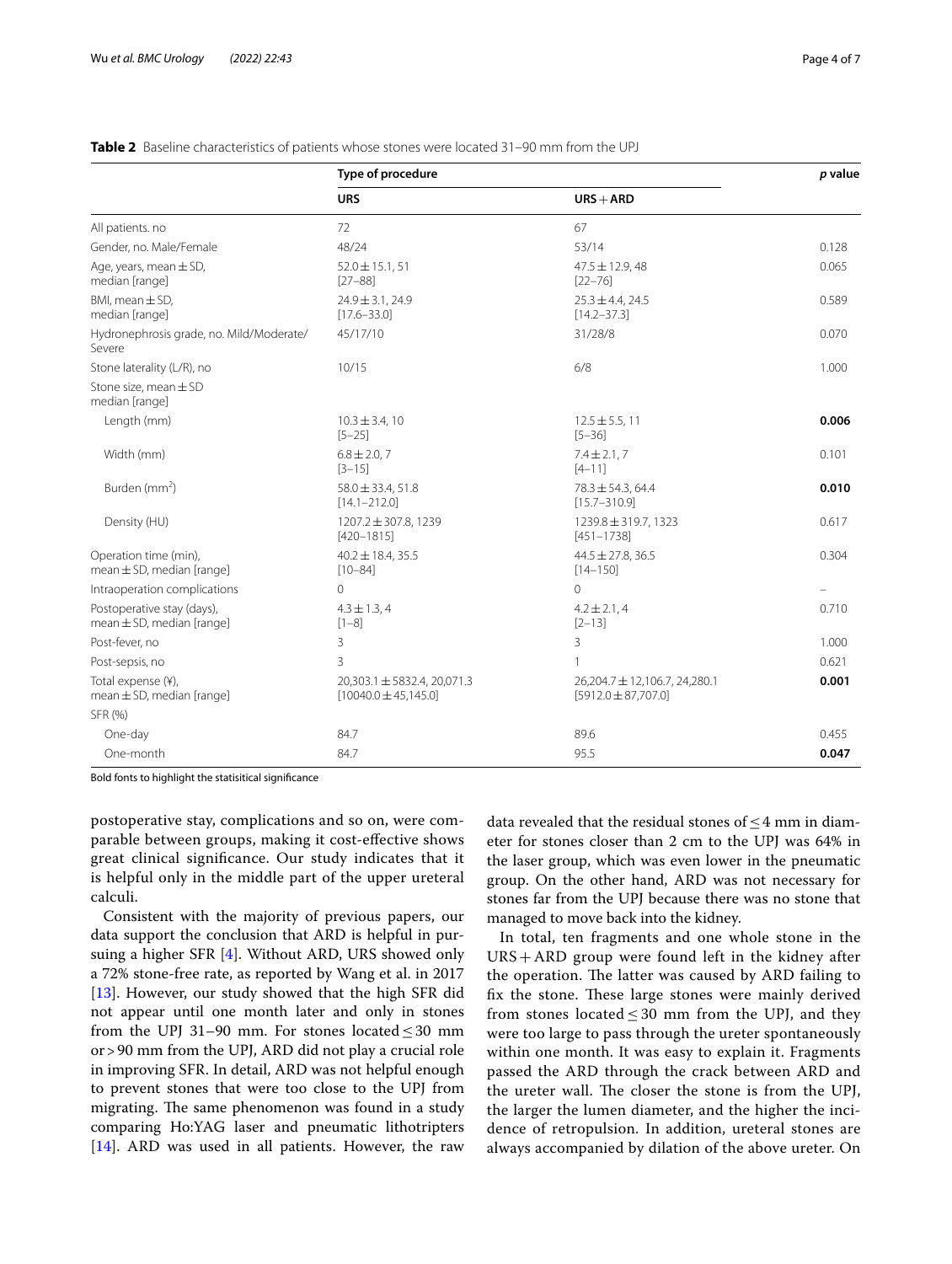**Table 2** Baseline characteristics of patients whose stones were located 31–90 mm from the UPJ

| | Type of procedure | | *p* value |
|---|---|---|---|
| | **URS** | **URS + ARD** | |
| All patients. no | 72 | 67 | |
| Gender, no. Male/Female | 48/24 | 53/14 | 0.128 |
| Age, years, mean ± SD, median [range] | 52.0 ± 15.1, 51 [27–88] | 47.5 ± 12.9, 48 [22–76] | 0.065 |
| BMI, mean ± SD, median [range] | 24.9 ± 3.1, 24.9 [17.6–33.0] | 25.3 ± 4.4, 24.5 [14.2–37.3] | 0.589 |
| Hydronephrosis grade, no. Mild/Moderate/Severe | 45/17/10 | 31/28/8 | 0.070 |
| Stone laterality (L/R), no | 10/15 | 6/8 | 1.000 |
| Stone size, mean ± SD median [range] | | | |
| Length (mm) | 10.3 ± 3.4, 10 [5–25] | 12.5 ± 5.5, 11 [5–36] | **0.006** |
| Width (mm) | 6.8 ± 2.0, 7 [3–15] | 7.4 ± 2.1, 7 [4–11] | 0.101 |
| Burden (mm$^2$) | 58.0 ± 33.4, 51.8 [14.1–212.0] | 78.3 ± 54.3, 64.4 [15.7–310.9] | **0.010** |
| Density (HU) | 1207.2 ± 307.8, 1239 [420–1815] | 1239.8 ± 319.7, 1323 [451–1738] | 0.617 |
| Operation time (min), mean ± SD, median [range] | 40.2 ± 18.4, 35.5 [10–84] | 44.5 ± 27.8, 36.5 [14–150] | 0.304 |
| Intraoperation complications | 0 | 0 | – |
| Postoperative stay (days), mean ± SD, median [range] | 4.3 ± 1.3, 4 [1–8] | 4.2 ± 2.1, 4 [2–13] | 0.710 |
| Post-fever, no | 3 | 3 | 1.000 |
| Post-sepsis, no | 3 | 1 | 0.621 |
| Total expense (¥), mean ± SD, median [range] | 20,303.1 ± 5832.4, 20,071.3 [10040.0 ± 45,145.0] | 26,204.7 ± 12,106.7, 24,280.1 [5912.0 ± 87,707.0] | **0.001** |
| SFR (%) | | | |
| One-day | 84.7 | 89.6 | 0.455 |
| One-month | 84.7 | 95.5 | **0.047** |

Bold fonts to highlight the statisitical significance

postoperative stay, complications and so on, were comparable between groups, making it cost-effective shows great clinical significance. Our study indicates that it is helpful only in the middle part of the upper ureteral calculi.

Consistent with the majority of previous papers, our data support the conclusion that ARD is helpful in pursuing a higher SFR [4]. Without ARD, URS showed only a 72% stone-free rate, as reported by Wang et al. in 2017 [13]. However, our study showed that the high SFR did not appear until one month later and only in stones from the UPJ 31–90 mm. For stones located ≤ 30 mm or > 90 mm from the UPJ, ARD did not play a crucial role in improving SFR. In detail, ARD was not helpful enough to prevent stones that were too close to the UPJ from migrating. The same phenomenon was found in a study comparing Ho:YAG laser and pneumatic lithotripters [14]. ARD was used in all patients. However, the raw data revealed that the residual stones of ≤ 4 mm in diameter for stones closer than 2 cm to the UPJ was 64% in the laser group, which was even lower in the pneumatic group. On the other hand, ARD was not necessary for stones far from the UPJ because there was no stone that managed to move back into the kidney.

In total, ten fragments and one whole stone in the URS + ARD group were found left in the kidney after the operation. The latter was caused by ARD failing to fix the stone. These large stones were mainly derived from stones located ≤ 30 mm from the UPJ, and they were too large to pass through the ureter spontaneously within one month. It was easy to explain it. Fragments passed the ARD through the crack between ARD and the ureter wall. The closer the stone is from the UPJ, the larger the lumen diameter, and the higher the incidence of retropulsion. In addition, ureteral stones are always accompanied by dilation of the above ureter. On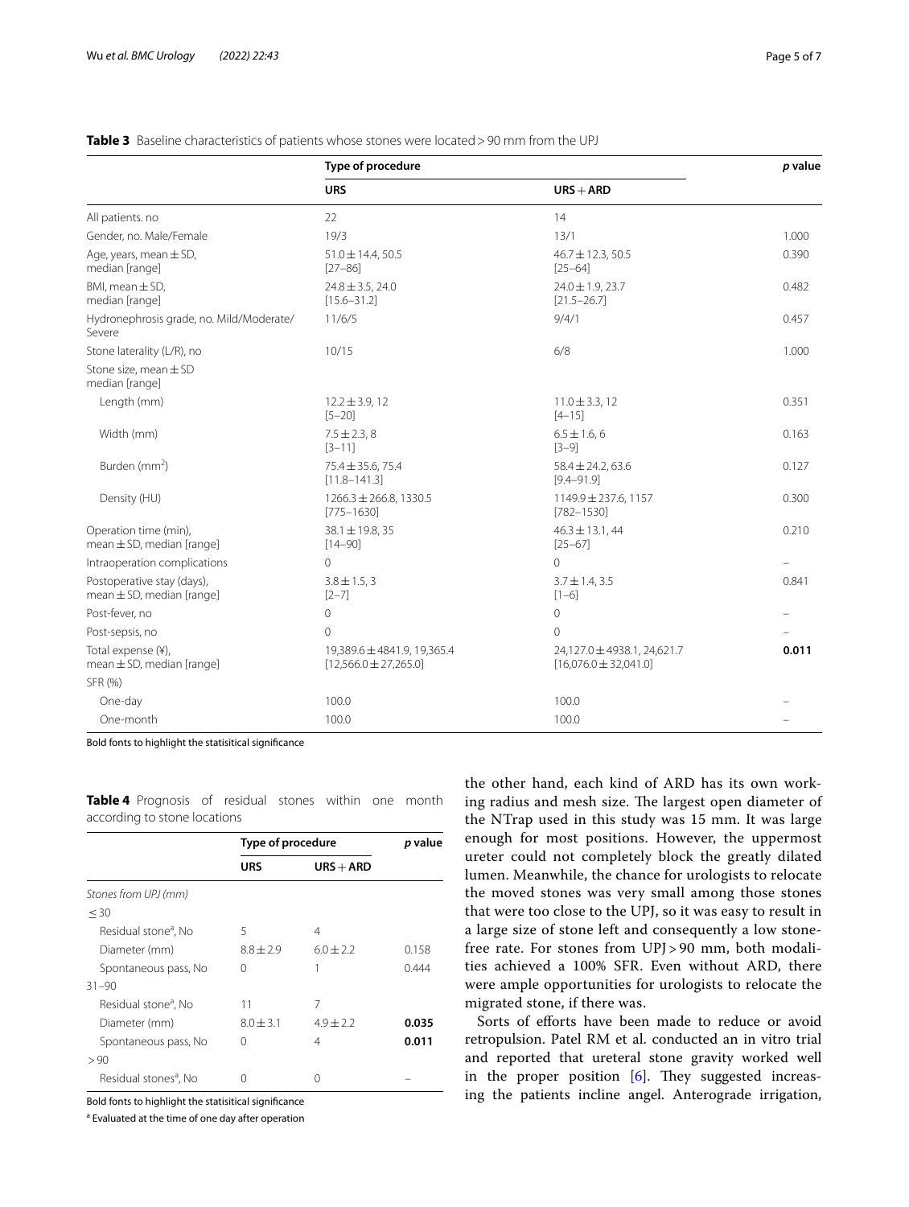**Table 3** Baseline characteristics of patients whose stones were located > 90 mm from the UPJ

| | Type of procedure | | p value |
|---|---|---|---|
| | URS | URS + ARD | |
| All patients. no | 22 | 14 | |
| Gender, no. Male/Female | 19/3 | 13/1 | 1.000 |
| Age, years, mean ± SD, median [range] | 51.0 ± 14.4, 50.5 [27–86] | 46.7 ± 12.3, 50.5 [25–64] | 0.390 |
| BMI, mean ± SD, median [range] | 24.8 ± 3.5, 24.0 [15.6–31.2] | 24.0 ± 1.9, 23.7 [21.5–26.7] | 0.482 |
| Hydronephrosis grade, no. Mild/Moderate/Severe | 11/6/5 | 9/4/1 | 0.457 |
| Stone laterality (L/R), no | 10/15 | 6/8 | 1.000 |
| Stone size, mean ± SD median [range] | | | |
| Length (mm) | 12.2 ± 3.9, 12 [5–20] | 11.0 ± 3.3, 12 [4–15] | 0.351 |
| Width (mm) | 7.5 ± 2.3, 8 [3–11] | 6.5 ± 1.6, 6 [3–9] | 0.163 |
| Burden (mm$^2$) | 75.4 ± 35.6, 75.4 [11.8–141.3] | 58.4 ± 24.2, 63.6 [9.4–91.9] | 0.127 |
| Density (HU) | 1266.3 ± 266.8, 1330.5 [775–1630] | 1149.9 ± 237.6, 1157 [782–1530] | 0.300 |
| Operation time (min), mean ± SD, median [range] | 38.1 ± 19.8, 35 [14–90] | 46.3 ± 13.1, 44 [25–67] | 0.210 |
| Intraoperation complications | 0 | 0 | – |
| Postoperative stay (days), mean ± SD, median [range] | 3.8 ± 1.5, 3 [2–7] | 3.7 ± 1.4, 3.5 [1–6] | 0.841 |
| Post-fever, no | 0 | 0 | – |
| Post-sepsis, no | 0 | 0 | – |
| Total expense (¥), mean ± SD, median [range] | 19,389.6 ± 4841.9, 19,365.4 [12,566.0 ± 27,265.0] | 24,127.0 ± 4938.1, 24,621.7 [16,076.0 ± 32,041.0] | **0.011** |
| SFR (%) | | | |
| One-day | 100.0 | 100.0 | – |
| One-month | 100.0 | 100.0 | – |

Bold fonts to highlight the statisitical significance

**Table 4** Prognosis of residual stones within one month according to stone locations

| | Type of procedure | | p value |
|---|---|---|---|
| | URS | URS + ARD | |
| *Stones from UPJ (mm)* | | | |
| ≤ 30 | | | |
| Residual stone[a], No | 5 | 4 | |
| Diameter (mm) | 8.8 ± 2.9 | 6.0 ± 2.2 | 0.158 |
| Spontaneous pass, No | 0 | 1 | 0.444 |
| 31–90 | | | |
| Residual stone[a], No | 11 | 7 | |
| Diameter (mm) | 8.0 ± 3.1 | 4.9 ± 2.2 | **0.035** |
| Spontaneous pass, No | 0 | 4 | **0.011** |
| > 90 | | | |
| Residual stones[a], No | 0 | 0 | – |

Bold fonts to highlight the statisitical significance

[a] Evaluated at the time of one day after operation

the other hand, each kind of ARD has its own working radius and mesh size. The largest open diameter of the NTrap used in this study was 15 mm. It was large enough for most positions. However, the uppermost ureter could not completely block the greatly dilated lumen. Meanwhile, the chance for urologists to relocate the moved stones was very small among those stones that were too close to the UPJ, so it was easy to result in a large size of stone left and consequently a low stone-free rate. For stones from UPJ > 90 mm, both modalities achieved a 100% SFR. Even without ARD, there were ample opportunities for urologists to relocate the migrated stone, if there was.

Sorts of efforts have been made to reduce or avoid retropulsion. Patel RM et al. conducted an in vitro trial and reported that ureteral stone gravity worked well in the proper position [6]. They suggested increasing the patients incline angel. Anterograde irrigation,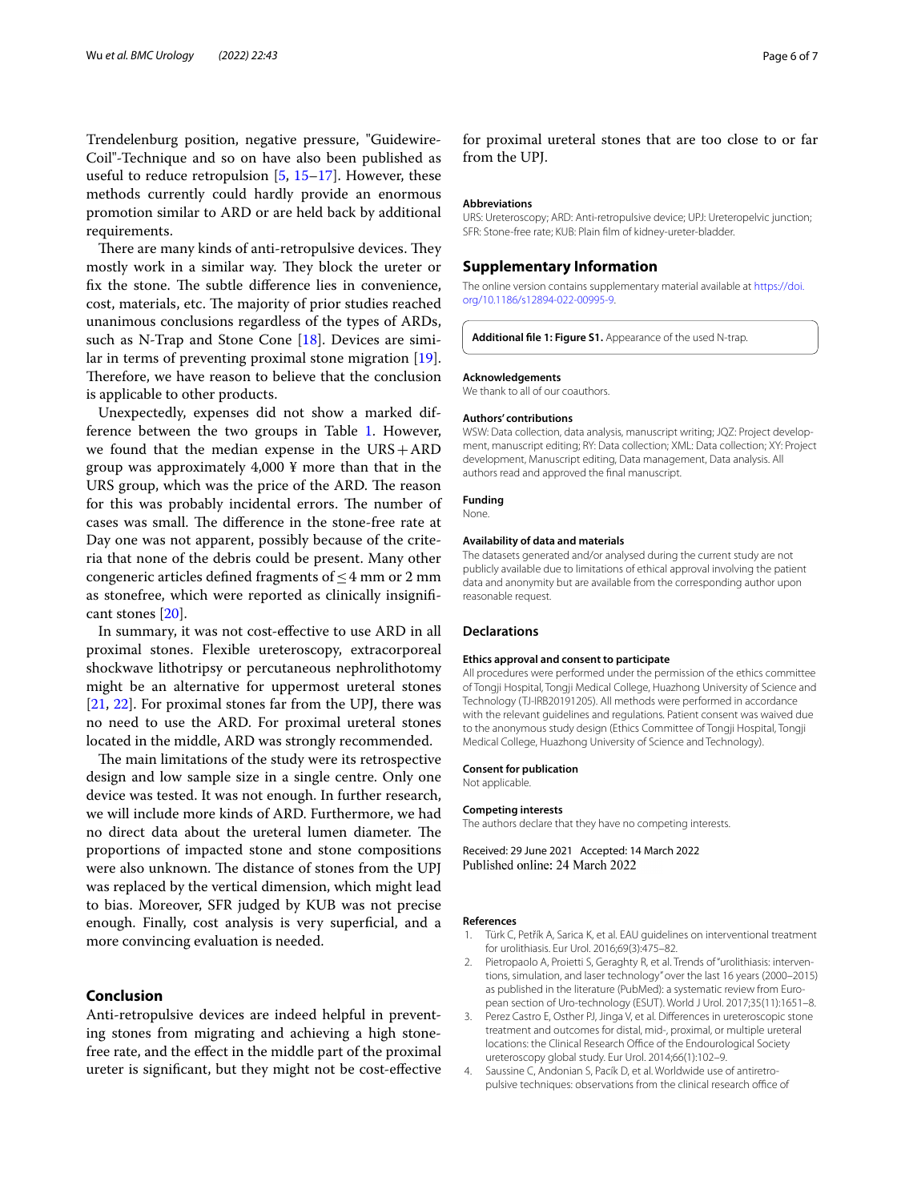Trendelenburg position, negative pressure, "Guidewire-Coil"-Technique and so on have also been published as useful to reduce retropulsion [5, 15–17]. However, these methods currently could hardly provide an enormous promotion similar to ARD or are held back by additional requirements.

There are many kinds of anti-retropulsive devices. They mostly work in a similar way. They block the ureter or fix the stone. The subtle difference lies in convenience, cost, materials, etc. The majority of prior studies reached unanimous conclusions regardless of the types of ARDs, such as N-Trap and Stone Cone [18]. Devices are similar in terms of preventing proximal stone migration [19]. Therefore, we have reason to believe that the conclusion is applicable to other products.

Unexpectedly, expenses did not show a marked difference between the two groups in Table 1. However, we found that the median expense in the URS+ARD group was approximately 4,000 ¥ more than that in the URS group, which was the price of the ARD. The reason for this was probably incidental errors. The number of cases was small. The difference in the stone-free rate at Day one was not apparent, possibly because of the criteria that none of the debris could be present. Many other congeneric articles defined fragments of $\leq 4$ mm or 2 mm as stonefree, which were reported as clinically insignificant stones [20].

In summary, it was not cost-effective to use ARD in all proximal stones. Flexible ureteroscopy, extracorporeal shockwave lithotripsy or percutaneous nephrolithotomy might be an alternative for uppermost ureteral stones [21, 22]. For proximal stones far from the UPJ, there was no need to use the ARD. For proximal ureteral stones located in the middle, ARD was strongly recommended.

The main limitations of the study were its retrospective design and low sample size in a single centre. Only one device was tested. It was not enough. In further research, we will include more kinds of ARD. Furthermore, we had no direct data about the ureteral lumen diameter. The proportions of impacted stone and stone compositions were also unknown. The distance of stones from the UPJ was replaced by the vertical dimension, which might lead to bias. Moreover, SFR judged by KUB was not precise enough. Finally, cost analysis is very superficial, and a more convincing evaluation is needed.

## Conclusion

Anti-retropulsive devices are indeed helpful in preventing stones from migrating and achieving a high stone-free rate, and the effect in the middle part of the proximal ureter is significant, but they might not be cost-effective for proximal ureteral stones that are too close to or far from the UPJ.

#### Abbreviations

URS: Ureteroscopy; ARD: Anti-retropulsive device; UPJ: Ureteropelvic junction; SFR: Stone-free rate; KUB: Plain film of kidney-ureter-bladder.

## Supplementary Information

The online version contains supplementary material available at https://doi.org/10.1186/s12894-022-00995-9.

**Additional file 1: Figure S1.** Appearance of the used N-trap.

#### Acknowledgements

We thank to all of our coauthors.

#### Authors' contributions

WSW: Data collection, data analysis, manuscript writing; JQZ: Project development, manuscript editing; RY: Data collection; XML: Data collection; XY: Project development, Manuscript editing, Data management, Data analysis. All authors read and approved the final manuscript.

#### Funding

None.

#### Availability of data and materials

The datasets generated and/or analysed during the current study are not publicly available due to limitations of ethical approval involving the patient data and anonymity but are available from the corresponding author upon reasonable request.

## Declarations

#### Ethics approval and consent to participate

All procedures were performed under the permission of the ethics committee of Tongji Hospital, Tongji Medical College, Huazhong University of Science and Technology (TJ-IRB20191205). All methods were performed in accordance with the relevant guidelines and regulations. Patient consent was waived due to the anonymous study design (Ethics Committee of Tongji Hospital, Tongji Medical College, Huazhong University of Science and Technology).

#### Consent for publication

Not applicable.

#### Competing interests

The authors declare that they have no competing interests.

Received: 29 June 2021 Accepted: 14 March 2022
Published online: 24 March 2022

#### References

1. Türk C, Petřík A, Sarica K, et al. EAU guidelines on interventional treatment for urolithiasis. Eur Urol. 2016;69(3):475–82.
2. Pietropaolo A, Proietti S, Geraghty R, et al. Trends of "urolithiasis: interventions, simulation, and laser technology" over the last 16 years (2000–2015) as published in the literature (PubMed): a systematic review from European section of Uro-technology (ESUT). World J Urol. 2017;35(11):1651–8.
3. Perez Castro E, Osther PJ, Jinga V, et al. Differences in ureteroscopic stone treatment and outcomes for distal, mid-, proximal, or multiple ureteral locations: the Clinical Research Office of the Endourological Society ureteroscopy global study. Eur Urol. 2014;66(1):102–9.
4. Saussine C, Andonian S, Pacík D, et al. Worldwide use of antiretropulsive techniques: observations from the clinical research office of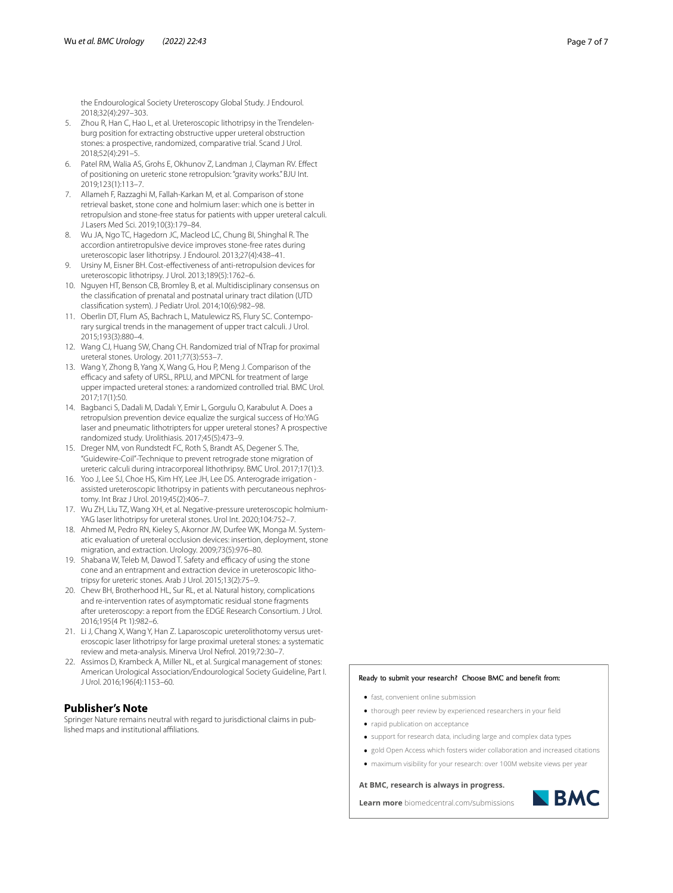the Endourological Society Ureteroscopy Global Study. J Endourol. 2018;32(4):297–303.

5. Zhou R, Han C, Hao L, et al. Ureteroscopic lithotripsy in the Trendelenburg position for extracting obstructive upper ureteral obstruction stones: a prospective, randomized, comparative trial. Scand J Urol. 2018;52(4):291–5.
6. Patel RM, Walia AS, Grohs E, Okhunov Z, Landman J, Clayman RV. Effect of positioning on ureteric stone retropulsion: "gravity works." BJU Int. 2019;123(1):113–7.
7. Allameh F, Razzaghi M, Fallah-Karkan M, et al. Comparison of stone retrieval basket, stone cone and holmium laser: which one is better in retropulsion and stone-free status for patients with upper ureteral calculi. J Lasers Med Sci. 2019;10(3):179–84.
8. Wu JA, Ngo TC, Hagedorn JC, Macleod LC, Chung BI, Shinghal R. The accordion antiretropulsive device improves stone-free rates during ureteroscopic laser lithotripsy. J Endourol. 2013;27(4):438–41.
9. Ursiny M, Eisner BH. Cost-effectiveness of anti-retropulsion devices for ureteroscopic lithotripsy. J Urol. 2013;189(5):1762–6.
10. Nguyen HT, Benson CB, Bromley B, et al. Multidisciplinary consensus on the classification of prenatal and postnatal urinary tract dilation (UTD classification system). J Pediatr Urol. 2014;10(6):982–98.
11. Oberlin DT, Flum AS, Bachrach L, Matulewicz RS, Flury SC. Contemporary surgical trends in the management of upper tract calculi. J Urol. 2015;193(3):880–4.
12. Wang CJ, Huang SW, Chang CH. Randomized trial of NTrap for proximal ureteral stones. Urology. 2011;77(3):553–7.
13. Wang Y, Zhong B, Yang X, Wang G, Hou P, Meng J. Comparison of the efficacy and safety of URSL, RPLU, and MPCNL for treatment of large upper impacted ureteral stones: a randomized controlled trial. BMC Urol. 2017;17(1):50.
14. Bagbanci S, Dadali M, Dadalı Y, Emir L, Gorgulu O, Karabulut A. Does a retropulsion prevention device equalize the surgical success of Ho:YAG laser and pneumatic lithotripters for upper ureteral stones? A prospective randomized study. Urolithiasis. 2017;45(5):473–9.
15. Dreger NM, von Rundstedt FC, Roth S, Brandt AS, Degener S. The, "Guidewire-Coil"-Technique to prevent retrograde stone migration of ureteric calculi during intracorporeal lithothripsy. BMC Urol. 2017;17(1):3.
16. Yoo J, Lee SJ, Choe HS, Kim HY, Lee JH, Lee DS. Anterograde irrigation - assisted ureteroscopic lithotripsy in patients with percutaneous nephrostomy. Int Braz J Urol. 2019;45(2):406–7.
17. Wu ZH, Liu TZ, Wang XH, et al. Negative-pressure ureteroscopic holmium-YAG laser lithotripsy for ureteral stones. Urol Int. 2020;104:752–7.
18. Ahmed M, Pedro RN, Kieley S, Akornor JW, Durfee WK, Monga M. Systematic evaluation of ureteral occlusion devices: insertion, deployment, stone migration, and extraction. Urology. 2009;73(5):976–80.
19. Shabana W, Teleb M, Dawod T. Safety and efficacy of using the stone cone and an entrapment and extraction device in ureteroscopic lithotripsy for ureteric stones. Arab J Urol. 2015;13(2):75–9.
20. Chew BH, Brotherhood HL, Sur RL, et al. Natural history, complications and re-intervention rates of asymptomatic residual stone fragments after ureteroscopy: a report from the EDGE Research Consortium. J Urol. 2016;195(4 Pt 1):982–6.
21. Li J, Chang X, Wang Y, Han Z. Laparoscopic ureterolithotomy versus ureteroscopic laser lithotripsy for large proximal ureteral stones: a systematic review and meta-analysis. Minerva Urol Nefrol. 2019;72:30–7.
22. Assimos D, Krambeck A, Miller NL, et al. Surgical management of stones: American Urological Association/Endourological Society Guideline, Part I. J Urol. 2016;196(4):1153–60.

## Publisher's Note

Springer Nature remains neutral with regard to jurisdictional claims in published maps and institutional affiliations.